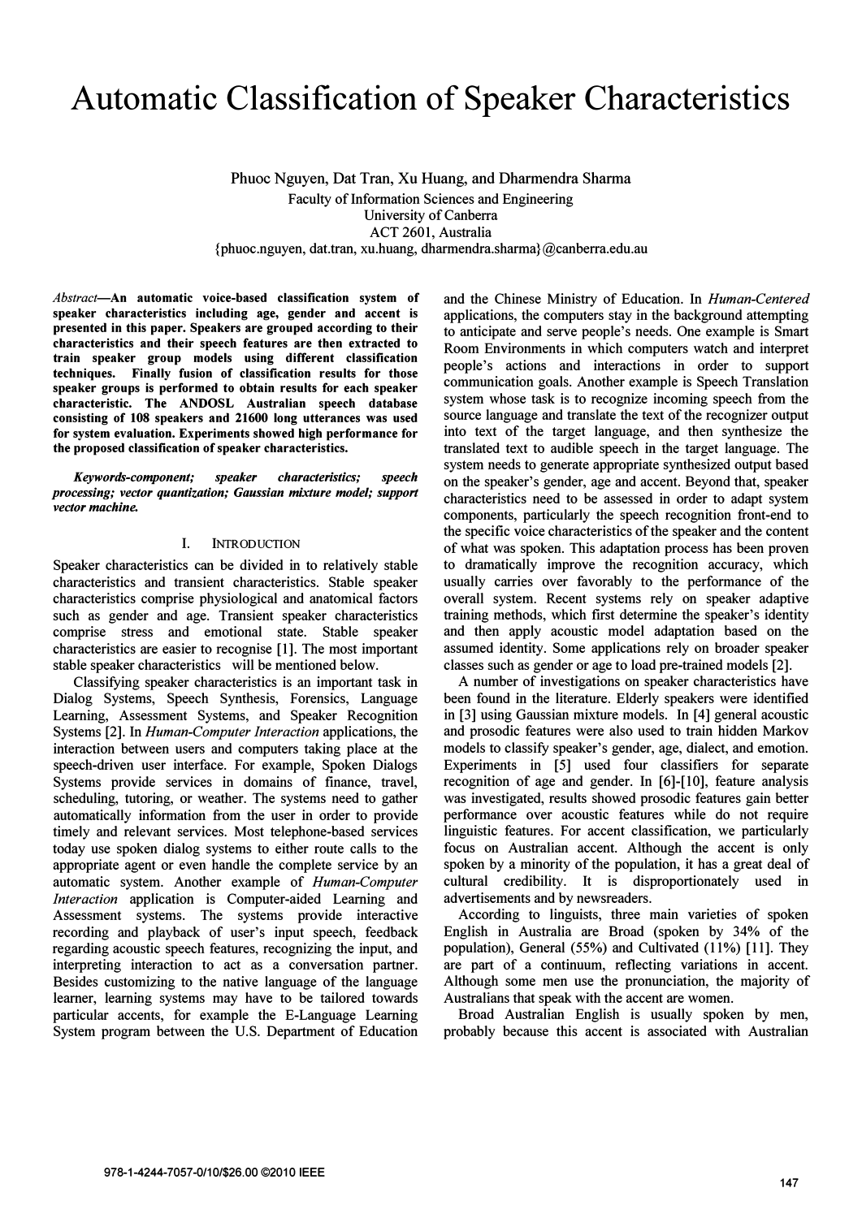# Automatic Classification of Speaker Characteristics

Phuoc Nguyen, Dat Tran, Xu Huang, and Dharmendra Sharma
Faculty of Information Sciences and Engineering
University of Canberra
ACT 2601, Australia
{phuoc.nguyen, dat.tran, xu.huang, dharmendra.sharma}@canberra.edu.au

***Abstract*—An automatic voice-based classification system of speaker characteristics including age, gender and accent is presented in this paper. Speakers are grouped according to their characteristics and their speech features are then extracted to train speaker group models using different classification techniques. Finally fusion of classification results for those speaker groups is performed to obtain results for each speaker characteristic. The ANDOSL Australian speech database consisting of 108 speakers and 21600 long utterances was used for system evaluation. Experiments showed high performance for the proposed classification of speaker characteristics.**

***Keywords-component; speaker characteristics; speech processing; vector quantization; Gaussian mixture model; support vector machine.***

## I. INTRODUCTION

Speaker characteristics can be divided in to relatively stable characteristics and transient characteristics. Stable speaker characteristics comprise physiological and anatomical factors such as gender and age. Transient speaker characteristics comprise stress and emotional state. Stable speaker characteristics are easier to recognise [1]. The most important stable speaker characteristics will be mentioned below.

Classifying speaker characteristics is an important task in Dialog Systems, Speech Synthesis, Forensics, Language Learning, Assessment Systems, and Speaker Recognition Systems [2]. In *Human-Computer Interaction* applications, the interaction between users and computers taking place at the speech-driven user interface. For example, Spoken Dialogs Systems provide services in domains of finance, travel, scheduling, tutoring, or weather. The systems need to gather automatically information from the user in order to provide timely and relevant services. Most telephone-based services today use spoken dialog systems to either route calls to the appropriate agent or even handle the complete service by an automatic system. Another example of *Human-Computer Interaction* application is Computer-aided Learning and Assessment systems. The systems provide interactive recording and playback of user's input speech, feedback regarding acoustic speech features, recognizing the input, and interpreting interaction to act as a conversation partner. Besides customizing to the native language of the language learner, learning systems may have to be tailored towards particular accents, for example the E-Language Learning System program between the U.S. Department of Education and the Chinese Ministry of Education. In *Human-Centered* applications, the computers stay in the background attempting to anticipate and serve people's needs. One example is Smart Room Environments in which computers watch and interpret people's actions and interactions in order to support communication goals. Another example is Speech Translation system whose task is to recognize incoming speech from the source language and translate the text of the recognizer output into text of the target language, and then synthesize the translated text to audible speech in the target language. The system needs to generate appropriate synthesized output based on the speaker's gender, age and accent. Beyond that, speaker characteristics need to be assessed in order to adapt system components, particularly the speech recognition front-end to the specific voice characteristics of the speaker and the content of what was spoken. This adaptation process has been proven to dramatically improve the recognition accuracy, which usually carries over favorably to the performance of the overall system. Recent systems rely on speaker adaptive training methods, which first determine the speaker's identity and then apply acoustic model adaptation based on the assumed identity. Some applications rely on broader speaker classes such as gender or age to load pre-trained models [2].

A number of investigations on speaker characteristics have been found in the literature. Elderly speakers were identified in [3] using Gaussian mixture models. In [4] general acoustic and prosodic features were also used to train hidden Markov models to classify speaker's gender, age, dialect, and emotion. Experiments in [5] used four classifiers for separate recognition of age and gender. In [6]-[10], feature analysis was investigated, results showed prosodic features gain better performance over acoustic features while do not require linguistic features. For accent classification, we particularly focus on Australian accent. Although the accent is only spoken by a minority of the population, it has a great deal of cultural credibility. It is disproportionately used in advertisements and by newsreaders.

According to linguists, three main varieties of spoken English in Australia are Broad (spoken by 34% of the population), General (55%) and Cultivated (11%) [11]. They are part of a continuum, reflecting variations in accent. Although some men use the pronunciation, the majority of Australians that speak with the accent are women.

Broad Australian English is usually spoken by men, probably because this accent is associated with Australian

978-1-4244-7057-0/10/$26.00 ©2010 IEEE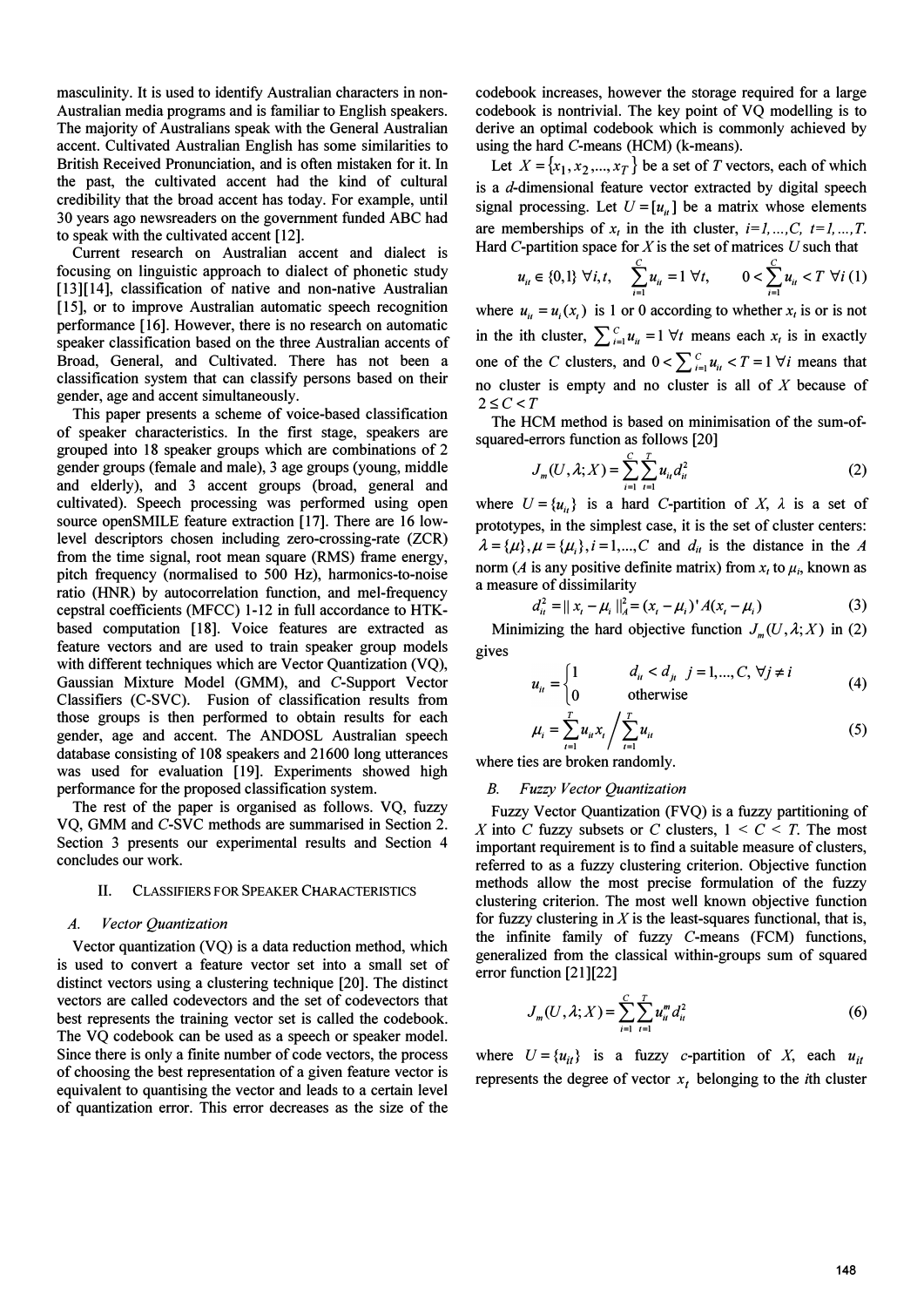masculinity. It is used to identify Australian characters in non-Australian media programs and is familiar to English speakers. The majority of Australians speak with the General Australian accent. Cultivated Australian English has some similarities to British Received Pronunciation, and is often mistaken for it. In the past, the cultivated accent had the kind of cultural credibility that the broad accent has today. For example, until 30 years ago newsreaders on the government funded ABC had to speak with the cultivated accent [12].

Current research on Australian accent and dialect is focusing on linguistic approach to dialect of phonetic study [13][14], classification of native and non-native Australian [15], or to improve Australian automatic speech recognition performance [16]. However, there is no research on automatic speaker classification based on the three Australian accents of Broad, General, and Cultivated. There has not been a classification system that can classify persons based on their gender, age and accent simultaneously.

This paper presents a scheme of voice-based classification of speaker characteristics. In the first stage, speakers are grouped into 18 speaker groups which are combinations of 2 gender groups (female and male), 3 age groups (young, middle and elderly), and 3 accent groups (broad, general and cultivated). Speech processing was performed using open source openSMILE feature extraction [17]. There are 16 low-level descriptors chosen including zero-crossing-rate (ZCR) from the time signal, root mean square (RMS) frame energy, pitch frequency (normalised to 500 Hz), harmonics-to-noise ratio (HNR) by autocorrelation function, and mel-frequency cepstral coefficients (MFCC) 1-12 in full accordance to HTK-based computation [18]. Voice features are extracted as feature vectors and are used to train speaker group models with different techniques which are Vector Quantization (VQ), Gaussian Mixture Model (GMM), and *C*-Support Vector Classifiers (C-SVC). Fusion of classification results from those groups is then performed to obtain results for each gender, age and accent. The ANDOSL Australian speech database consisting of 108 speakers and 21600 long utterances was used for evaluation [19]. Experiments showed high performance for the proposed classification system.

The rest of the paper is organised as follows. VQ, fuzzy VQ, GMM and *C*-SVC methods are summarised in Section 2. Section 3 presents our experimental results and Section 4 concludes our work.

## II. Classifiers for Speaker Characteristics

### A. Vector Quantization

Vector quantization (VQ) is a data reduction method, which is used to convert a feature vector set into a small set of distinct vectors using a clustering technique [20]. The distinct vectors are called codevectors and the set of codevectors that best represents the training vector set is called the codebook. The VQ codebook can be used as a speech or speaker model. Since there is only a finite number of code vectors, the process of choosing the best representation of a given feature vector is equivalent to quantising the vector and leads to a certain level of quantization error. This error decreases as the size of the codebook increases, however the storage required for a large codebook is nontrivial. The key point of VQ modelling is to derive an optimal codebook which is commonly achieved by using the hard *C*-means (HCM) (k-means).

Let $X = \{x_1, x_2, ..., x_T\}$ be a set of $T$ vectors, each of which is a $d$-dimensional feature vector extracted by digital speech signal processing. Let $U = [u_{it}]$ be a matrix whose elements are memberships of $x_t$ in the ith cluster, $i=1,...,C$, $t=1,...,T$. Hard $C$-partition space for $X$ is the set of matrices $U$ such that

$$u_{it} \in \{0,1\} \ \forall i,t, \quad \sum_{i=1}^{C} u_{it} = 1 \ \forall t, \quad 0 < \sum_{i=1}^{C} u_{it} < T \ \forall i \quad (1)$$

where $u_{it} = u_i(x_t)$ is 1 or 0 according to whether $x_t$ is or is not in the ith cluster, $\sum_{i=1}^{C} u_{it} = 1 \ \forall t$ means each $x_t$ is in exactly one of the $C$ clusters, and $0 < \sum_{i=1}^{C} u_{it} < T = 1 \ \forall i$ means that no cluster is empty and no cluster is all of $X$ because of $2 \le C < T$

The HCM method is based on minimisation of the sum-of-squared-errors function as follows [20]

$$J_m(U, \lambda; X) = \sum_{i=1}^{C}\sum_{t=1}^{T} u_{it} d_{it}^2 \quad (2)$$

where $U = \{u_{it}\}$ is a hard $C$-partition of $X$, $\lambda$ is a set of prototypes, in the simplest case, it is the set of cluster centers: $\lambda = \{\mu\}, \mu = \{\mu_i\}, i = 1,...,C$ and $d_{it}$ is the distance in the $A$ norm ($A$ is any positive definite matrix) from $x_t$ to $\mu_i$, known as a measure of dissimilarity

$$d_{it}^2 = \| x_t - \mu_i \|_A^2 = (x_t - \mu_i)' A (x_t - \mu_i) \quad (3)$$

Minimizing the hard objective function $J_m(U, \lambda; X)$ in (2) gives

$$u_{it} = \begin{cases} 1 & d_{it} < d_{jt} \ \ j = 1,...,C, \ \forall j \ne i \\ 0 & \text{otherwise} \end{cases} \quad (4)$$

$$\mu_i = \sum_{t=1}^{T} u_{it} x_t \Big/ \sum_{t=1}^{T} u_{it} \quad (5)$$

where ties are broken randomly.

### B. Fuzzy Vector Quantization

Fuzzy Vector Quantization (FVQ) is a fuzzy partitioning of $X$ into $C$ fuzzy subsets or $C$ clusters, $1 < C < T$. The most important requirement is to find a suitable measure of clusters, referred to as a fuzzy clustering criterion. Objective function methods allow the most precise formulation of the fuzzy clustering criterion. The most well known objective function for fuzzy clustering in $X$ is the least-squares functional, that is, the infinite family of fuzzy $C$-means (FCM) functions, generalized from the classical within-groups sum of squared error function [21][22]

$$J_m(U, \lambda; X) = \sum_{i=1}^{C}\sum_{t=1}^{T} u_{it}^m d_{it}^2 \quad (6)$$

where $U = \{u_{it}\}$ is a fuzzy $c$-partition of $X$, each $u_{it}$ represents the degree of vector $x_t$ belonging to the $i$th cluster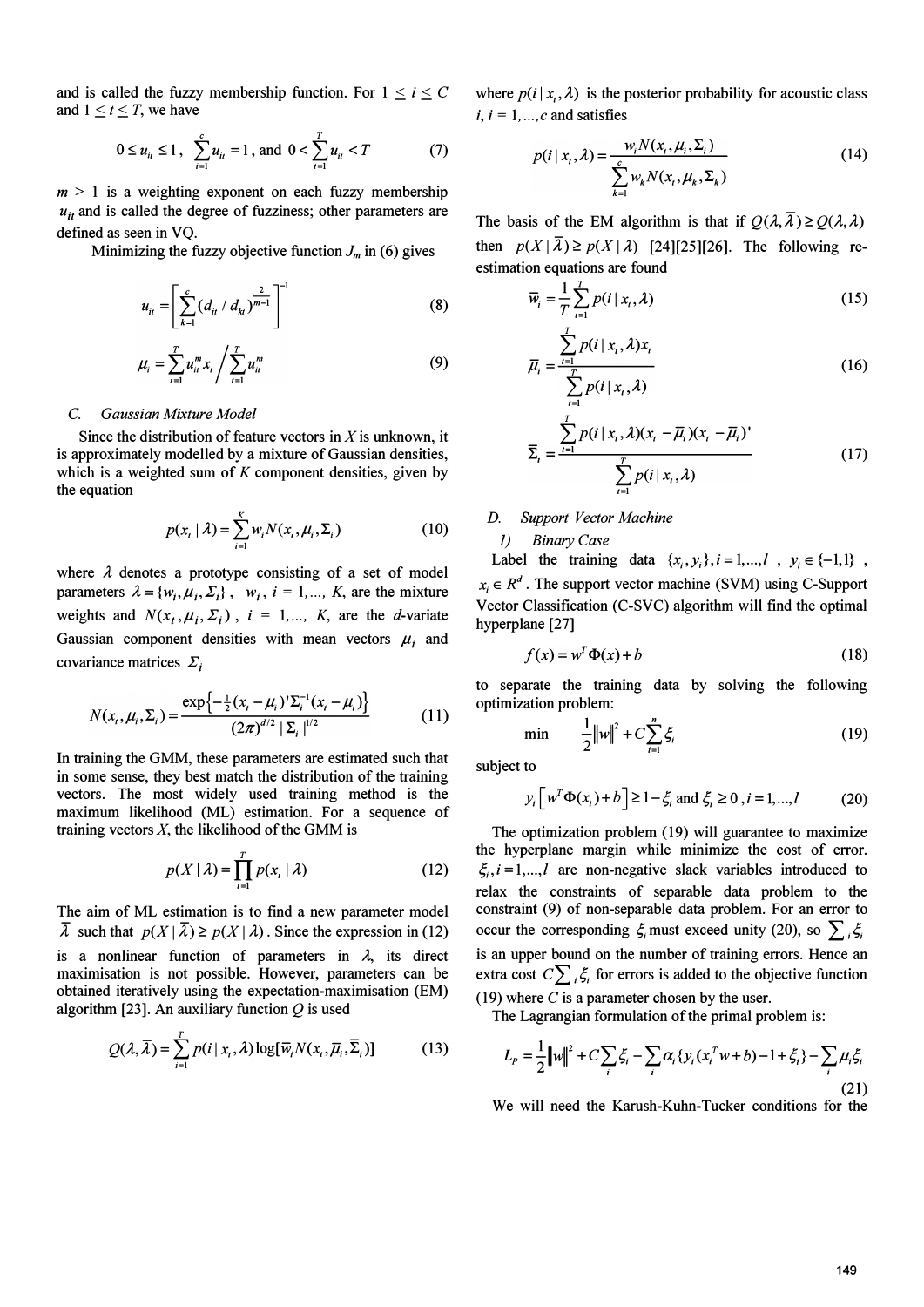and is called the fuzzy membership function. For $1 \leq i \leq C$ and $1 \leq t \leq T$, we have

$$0 \leq u_{it} \leq 1, \ \sum_{i=1}^{c} u_{it} = 1, \text{ and } 0 < \sum_{t=1}^{T} u_{it} < T \tag{7}$$

$m > 1$ is a weighting exponent on each fuzzy membership $u_{it}$ and is called the degree of fuzziness; other parameters are defined as seen in VQ.

Minimizing the fuzzy objective function $J_m$ in (6) gives

$$u_{it} = \left[ \sum_{k=1}^{c} (d_{it} / d_{kt})^{\frac{2}{m-1}} \right]^{-1} \tag{8}$$

$$\mu_i = \sum_{t=1}^{T} u_{it}^m x_t \Big/ \sum_{t=1}^{T} u_{it}^m \tag{9}$$

### C. Gaussian Mixture Model

Since the distribution of feature vectors in $X$ is unknown, it is approximately modelled by a mixture of Gaussian densities, which is a weighted sum of $K$ component densities, given by the equation

$$p(x_t \mid \lambda) = \sum_{i=1}^{K} w_i N(x_t, \mu_i, \Sigma_i) \tag{10}$$

where $\lambda$ denotes a prototype consisting of a set of model parameters $\lambda = \{w_i, \mu_i, \Sigma_i\}$, $w_i$, $i = 1,..., K$, are the mixture weights and $N(x_t, \mu_i, \Sigma_i)$, $i = 1,..., K$, are the $d$-variate Gaussian component densities with mean vectors $\mu_i$ and covariance matrices $\Sigma_i$

$$N(x_t, \mu_i, \Sigma_i) = \frac{\exp\left\{-\frac{1}{2}(x_t - \mu_i)'\Sigma_i^{-1}(x_t - \mu_i)\right\}}{(2\pi)^{d/2} \mid \Sigma_i \mid^{1/2}} \tag{11}$$

In training the GMM, these parameters are estimated such that in some sense, they best match the distribution of the training vectors. The most widely used training method is the maximum likelihood (ML) estimation. For a sequence of training vectors $X$, the likelihood of the GMM is

$$p(X \mid \lambda) = \prod_{t=1}^{T} p(x_t \mid \lambda) \tag{12}$$

The aim of ML estimation is to find a new parameter model $\overline{\lambda}$ such that $p(X \mid \overline{\lambda}) \geq p(X \mid \lambda)$. Since the expression in (12) is a nonlinear function of parameters in $\lambda$, its direct maximisation is not possible. However, parameters can be obtained iteratively using the expectation-maximisation (EM) algorithm [23]. An auxiliary function $Q$ is used

$$Q(\lambda, \overline{\lambda}) = \sum_{t=1}^{T} p(i \mid x_t, \lambda) \log[\overline{w}_i N(x_t, \overline{\mu}_i, \overline{\Sigma}_i)] \tag{13}$$

where $p(i \mid x_t, \lambda)$ is the posterior probability for acoustic class $i$, $i = 1,...,c$ and satisfies

$$p(i \mid x_t, \lambda) = \frac{w_i N(x_t, \mu_i, \Sigma_i)}{\sum_{k=1}^{c} w_k N(x_t, \mu_k, \Sigma_k)} \tag{14}$$

The basis of the EM algorithm is that if $Q(\lambda, \overline{\lambda}) \geq Q(\lambda, \lambda)$ then $p(X \mid \overline{\lambda}) \geq p(X \mid \lambda)$ [24][25][26]. The following re-estimation equations are found

$$\overline{w}_i = \frac{1}{T} \sum_{t=1}^{T} p(i \mid x_t, \lambda) \tag{15}$$

$$\overline{\mu}_i = \frac{\sum_{t=1}^{T} p(i \mid x_t, \lambda) x_t}{\sum_{t=1}^{T} p(i \mid x_t, \lambda)} \tag{16}$$

$$\overline{\Sigma}_i = \frac{\sum_{t=1}^{T} p(i \mid x_t, \lambda)(x_t - \overline{\mu}_i)(x_t - \overline{\mu}_i)'}{\sum_{t=1}^{T} p(i \mid x_t, \lambda)} \tag{17}$$

### D. Support Vector Machine

#### 1) Binary Case

Label the training data $\{x_i, y_i\}, i = 1,...,l$, $y_i \in \{-1, 1\}$, $x_i \in R^d$. The support vector machine (SVM) using C-Support Vector Classification (C-SVC) algorithm will find the optimal hyperplane [27]

$$f(x) = w^T \Phi(x) + b \tag{18}$$

to separate the training data by solving the following optimization problem:

$$\min \quad \frac{1}{2}\|w\|^2 + C\sum_{i=1}^{n} \xi_i \tag{19}$$

subject to

$$y_i \left[ w^T \Phi(x_i) + b \right] \geq 1 - \xi_i \text{ and } \xi_i \geq 0, i = 1,...,l \tag{20}$$

The optimization problem (19) will guarantee to maximize the hyperplane margin while minimize the cost of error. $\xi_i, i = 1,...,l$ are non-negative slack variables introduced to relax the constraints of separable data problem to the constraint (9) of non-separable data problem. For an error to occur the corresponding $\xi_i$ must exceed unity (20), so $\sum_i \xi_i$ is an upper bound on the number of training errors. Hence an extra cost $C\sum_i \xi_i$ for errors is added to the objective function (19) where $C$ is a parameter chosen by the user.

The Lagrangian formulation of the primal problem is:

$$L_P = \frac{1}{2}\|w\|^2 + C\sum_i \xi_i - \sum_i \alpha_i \{y_i(x_i^T w + b) - 1 + \xi_i\} - \sum_i \mu_i \xi_i \tag{21}$$

We will need the Karush-Kuhn-Tucker conditions for the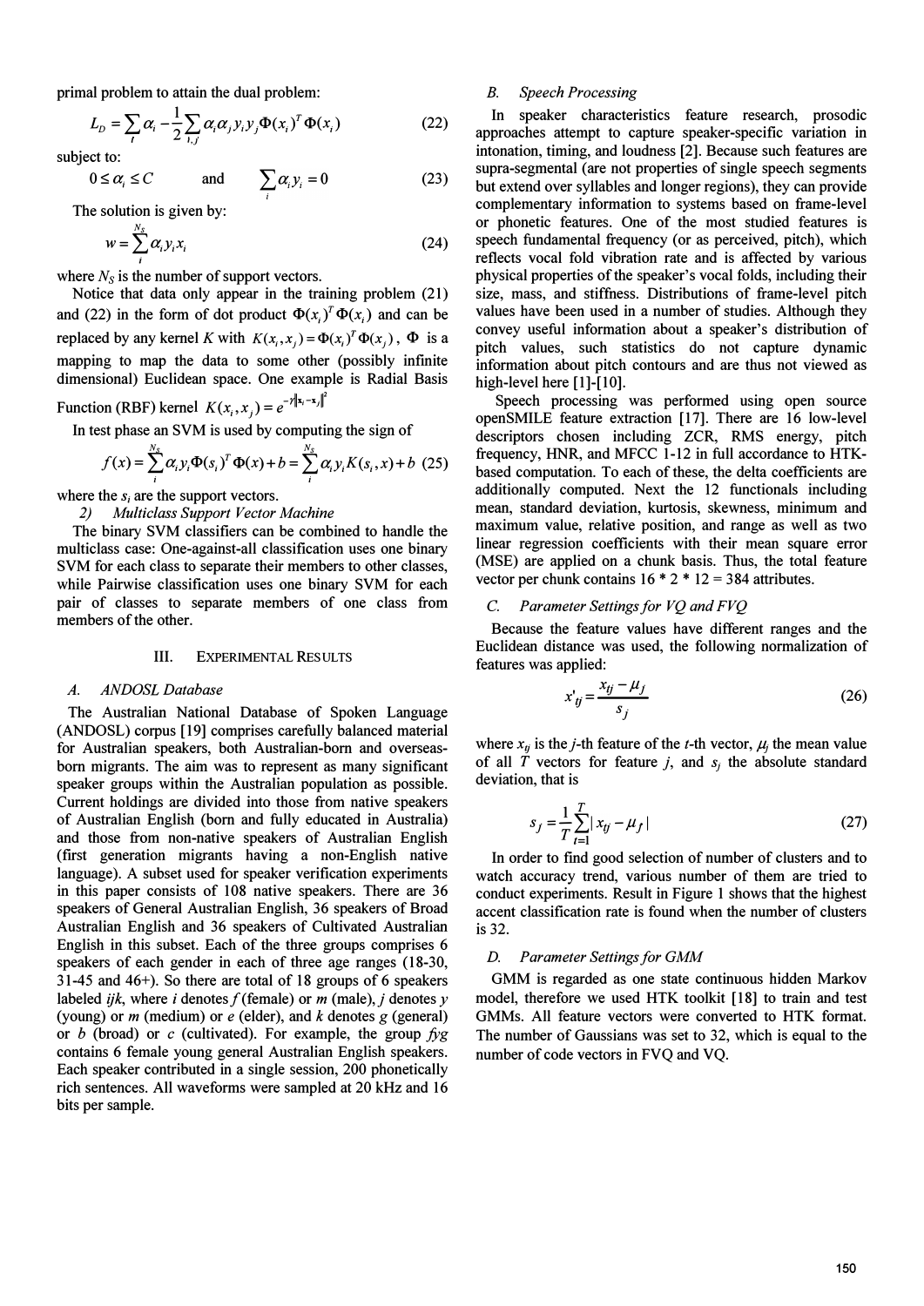primal problem to attain the dual problem:

$$L_D = \sum_i \alpha_i - \frac{1}{2}\sum_{i,j} \alpha_i \alpha_j y_i y_j \Phi(x_i)^T \Phi(x_i) \tag{22}$$

subject to:

$$0 \le \alpha_i \le C \quad \text{and} \quad \sum_i \alpha_i y_i = 0 \tag{23}$$

The solution is given by:

$$w = \sum_i^{N_S} \alpha_i y_i x_i \tag{24}$$

where $N_S$ is the number of support vectors.

Notice that data only appear in the training problem (21) and (22) in the form of dot product $\Phi(x_i)^T \Phi(x_i)$ and can be replaced by any kernel $K$ with $K(x_i, x_j) = \Phi(x_i)^T \Phi(x_j)$, $\Phi$ is a mapping to map the data to some other (possibly infinite dimensional) Euclidean space. One example is Radial Basis Function (RBF) kernel $K(x_i, x_j) = e^{-\gamma \|x_i - x_j\|^2}$

In test phase an SVM is used by computing the sign of

$$f(x) = \sum_i^{N_S} \alpha_i y_i \Phi(s_i)^T \Phi(x) + b = \sum_i^{N_S} \alpha_i y_i K(s_i, x) + b \tag{25}$$

where the $s_i$ are the support vectors.

*2) Multiclass Support Vector Machine*

The binary SVM classifiers can be combined to handle the multiclass case: One-against-all classification uses one binary SVM for each class to separate their members to other classes, while Pairwise classification uses one binary SVM for each pair of classes to separate members of one class from members of the other.

## III. Experimental Results

### A. ANDOSL Database

The Australian National Database of Spoken Language (ANDOSL) corpus [19] comprises carefully balanced material for Australian speakers, both Australian-born and overseas-born migrants. The aim was to represent as many significant speaker groups within the Australian population as possible. Current holdings are divided into those from native speakers of Australian English (born and fully educated in Australia) and those from non-native speakers of Australian English (first generation migrants having a non-English native language). A subset used for speaker verification experiments in this paper consists of 108 native speakers. There are 36 speakers of General Australian English, 36 speakers of Broad Australian English and 36 speakers of Cultivated Australian English in this subset. Each of the three groups comprises 6 speakers of each gender in each of three age ranges (18-30, 31-45 and 46+). So there are total of 18 groups of 6 speakers labeled *ijk*, where *i* denotes *f* (female) or *m* (male), *j* denotes *y* (young) or *m* (medium) or *e* (elder), and *k* denotes *g* (general) or *b* (broad) or *c* (cultivated). For example, the group *fyg* contains 6 female young general Australian English speakers. Each speaker contributed in a single session, 200 phonetically rich sentences. All waveforms were sampled at 20 kHz and 16 bits per sample.

### B. Speech Processing

In speaker characteristics feature research, prosodic approaches attempt to capture speaker-specific variation in intonation, timing, and loudness [2]. Because such features are supra-segmental (are not properties of single speech segments but extend over syllables and longer regions), they can provide complementary information to systems based on frame-level or phonetic features. One of the most studied features is speech fundamental frequency (or as perceived, pitch), which reflects vocal fold vibration rate and is affected by various physical properties of the speaker's vocal folds, including their size, mass, and stiffness. Distributions of frame-level pitch values have been used in a number of studies. Although they convey useful information about a speaker's distribution of pitch values, such statistics do not capture dynamic information about pitch contours and are thus not viewed as high-level here [1]-[10].

Speech processing was performed using open source openSMILE feature extraction [17]. There are 16 low-level descriptors chosen including ZCR, RMS energy, pitch frequency, HNR, and MFCC 1-12 in full accordance to HTK-based computation. To each of these, the delta coefficients are additionally computed. Next the 12 functionals including mean, standard deviation, kurtosis, skewness, minimum and maximum value, relative position, and range as well as two linear regression coefficients with their mean square error (MSE) are applied on a chunk basis. Thus, the total feature vector per chunk contains 16 * 2 * 12 = 384 attributes.

### C. Parameter Settings for VQ and FVQ

Because the feature values have different ranges and the Euclidean distance was used, the following normalization of features was applied:

$$x'_{tj} = \frac{x_{tj} - \mu_j}{s_j} \tag{26}$$

where $x_{tj}$ is the $j$-th feature of the $t$-th vector, $\mu_j$ the mean value of all $T$ vectors for feature $j$, and $s_j$ the absolute standard deviation, that is

$$s_j = \frac{1}{T}\sum_{t=1}^{T} | x_{tj} - \mu_j | \tag{27}$$

In order to find good selection of number of clusters and to watch accuracy trend, various number of them are tried to conduct experiments. Result in Figure 1 shows that the highest accent classification rate is found when the number of clusters is 32.

### D. Parameter Settings for GMM

GMM is regarded as one state continuous hidden Markov model, therefore we used HTK toolkit [18] to train and test GMMs. All feature vectors were converted to HTK format. The number of Gaussians was set to 32, which is equal to the number of code vectors in FVQ and VQ.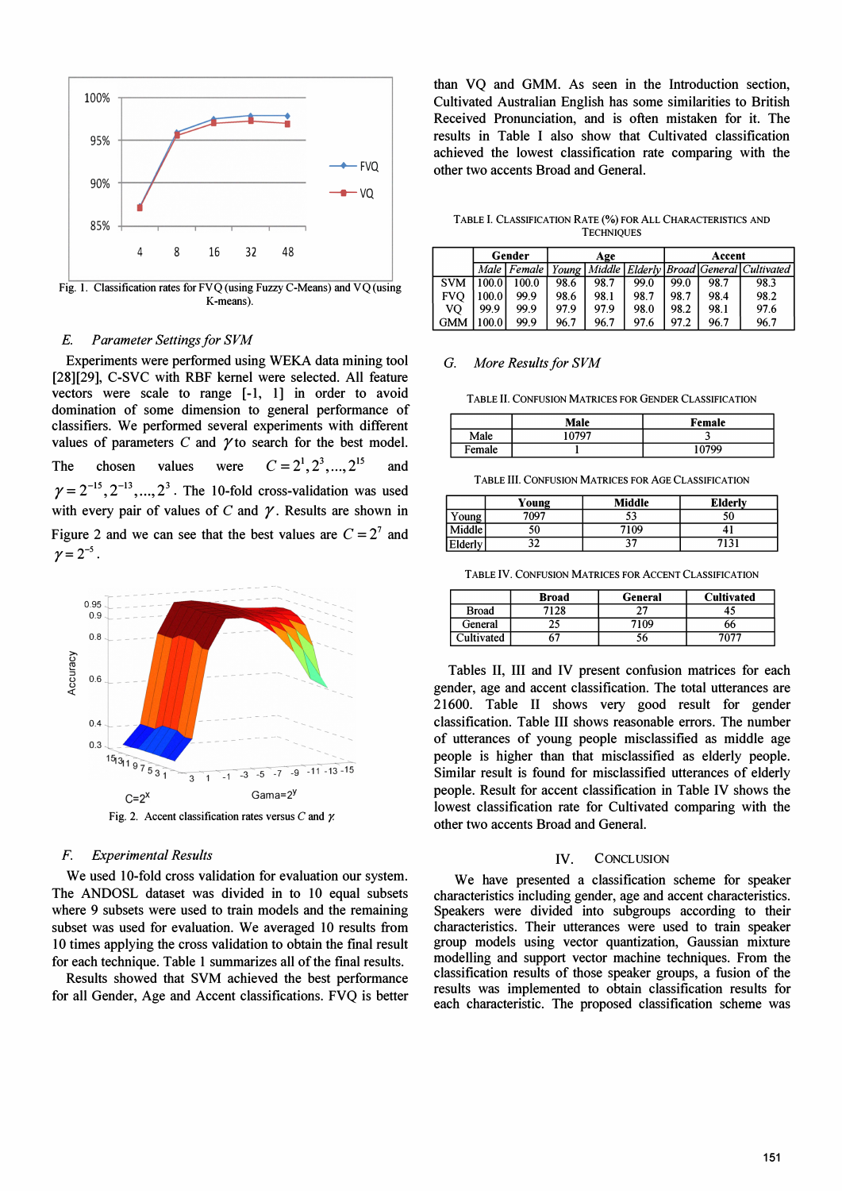Fig. 1. Classification rates for FVQ (using Fuzzy C-Means) and VQ (using K-means).

### E. Parameter Settings for SVM

Experiments were performed using WEKA data mining tool [28][29], C-SVC with RBF kernel were selected. All feature vectors were scale to range [-1, 1] in order to avoid domination of some dimension to general performance of classifiers. We performed several experiments with different values of parameters $C$ and $\gamma$ to search for the best model. The chosen values were $C = 2^1, 2^3, ..., 2^{15}$ and $\gamma = 2^{-15}, 2^{-13}, ..., 2^3$. The 10-fold cross-validation was used with every pair of values of $C$ and $\gamma$. Results are shown in Figure 2 and we can see that the best values are $C = 2^7$ and $\gamma = 2^{-5}$.

Fig. 2. Accent classification rates versus $C$ and $\gamma$.

### F. Experimental Results

We used 10-fold cross validation for evaluation our system. The ANDOSL dataset was divided in to 10 equal subsets where 9 subsets were used to train models and the remaining subset was used for evaluation. We averaged 10 results from 10 times applying the cross validation to obtain the final result for each technique. Table 1 summarizes all of the final results.

Results showed that SVM achieved the best performance for all Gender, Age and Accent classifications. FVQ is better than VQ and GMM. As seen in the Introduction section, Cultivated Australian English has some similarities to British Received Pronunciation, and is often mistaken for it. The results in Table I also show that Cultivated classification achieved the lowest classification rate comparing with the other two accents Broad and General.

TABLE I. CLASSIFICATION RATE (%) FOR ALL CHARACTERISTICS AND TECHNIQUES

| | Gender | | Age | | | Accent | | |
|---|---|---|---|---|---|---|---|---|
| | *Male* | *Female* | *Young* | *Middle* | *Elderly* | *Broad* | *General* | *Cultivated* |
| SVM | 100.0 | 100.0 | 98.6 | 98.7 | 99.0 | 99.0 | 98.7 | 98.3 |
| FVQ | 100.0 | 99.9 | 98.6 | 98.1 | 98.7 | 98.7 | 98.4 | 98.2 |
| VQ | 99.9 | 99.9 | 97.9 | 97.9 | 98.0 | 98.2 | 98.1 | 97.6 |
| GMM | 100.0 | 99.9 | 96.7 | 96.7 | 97.6 | 97.2 | 96.7 | 96.7 |

### G. More Results for SVM

TABLE II. CONFUSION MATRICES FOR GENDER CLASSIFICATION

| | Male | Female |
|---|---|---|
| Male | 10797 | 3 |
| Female | 1 | 10799 |

TABLE III. CONFUSION MATRICES FOR AGE CLASSIFICATION

| | Young | Middle | Elderly |
|---|---|---|---|
| Young | 7097 | 53 | 50 |
| Middle | 50 | 7109 | 41 |
| Elderly | 32 | 37 | 7131 |

TABLE IV. CONFUSION MATRICES FOR ACCENT CLASSIFICATION

| | Broad | General | Cultivated |
|---|---|---|---|
| Broad | 7128 | 27 | 45 |
| General | 25 | 7109 | 66 |
| Cultivated | 67 | 56 | 7077 |

Tables II, III and IV present confusion matrices for each gender, age and accent classification. The total utterances are 21600. Table II shows very good result for gender classification. Table III shows reasonable errors. The number of utterances of young people misclassified as middle age people is higher than that misclassified as elderly people. Similar result is found for misclassified utterances of elderly people. Result for accent classification in Table IV shows the lowest classification rate for Cultivated comparing with the other two accents Broad and General.

## IV. CONCLUSION

We have presented a classification scheme for speaker characteristics including gender, age and accent characteristics. Speakers were divided into subgroups according to their characteristics. Their utterances were used to train speaker group models using vector quantization, Gaussian mixture modelling and support vector machine techniques. From the classification results of those speaker groups, a fusion of the results was implemented to obtain classification results for each characteristic. The proposed classification scheme was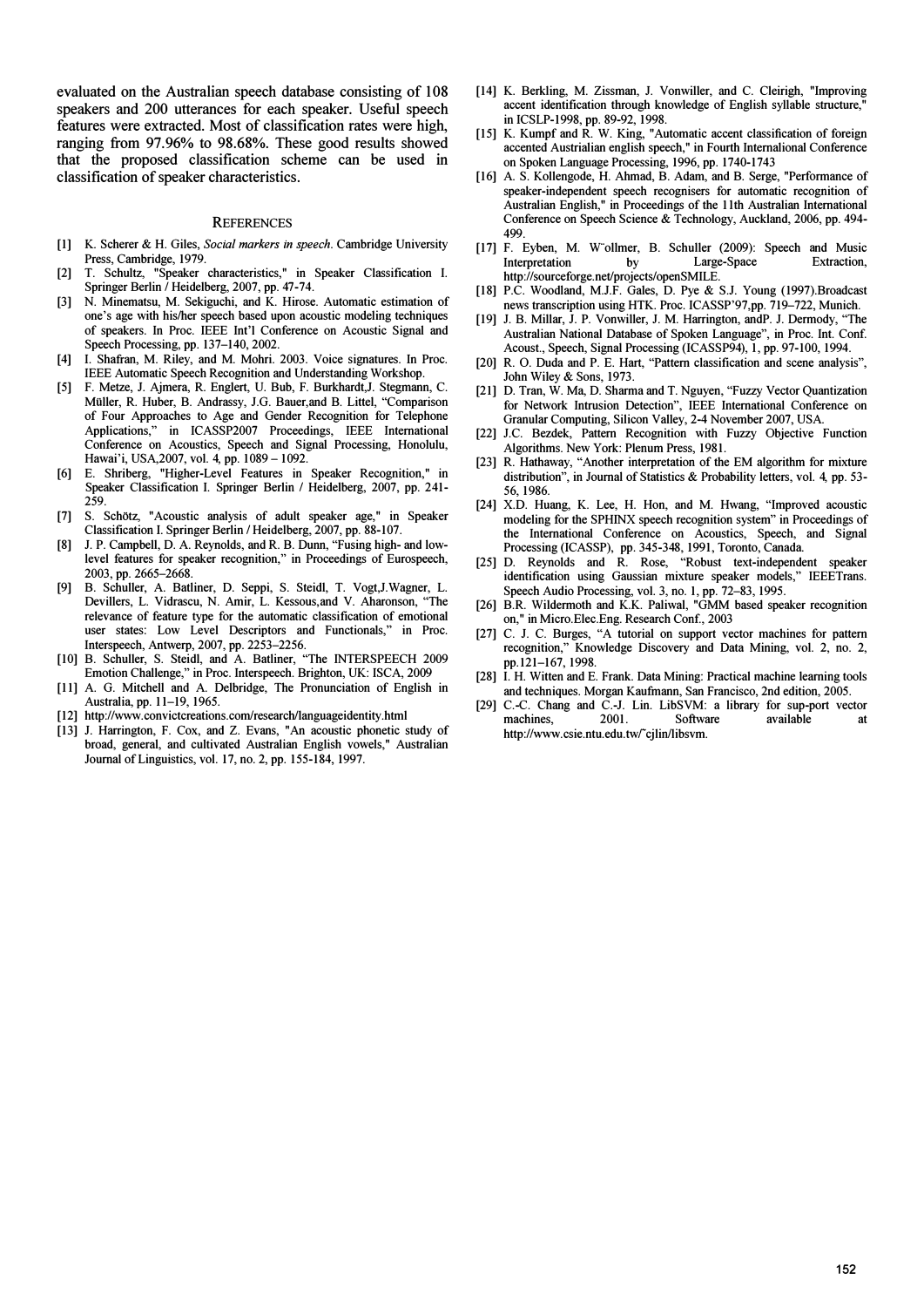evaluated on the Australian speech database consisting of 108 speakers and 200 utterances for each speaker. Useful speech features were extracted. Most of classification rates were high, ranging from 97.96% to 98.68%. These good results showed that the proposed classification scheme can be used in classification of speaker characteristics.

## REFERENCES

[1] K. Scherer & H. Giles, *Social markers in speech*. Cambridge University Press, Cambridge, 1979.

[2] T. Schultz, "Speaker characteristics," in Speaker Classification I. Springer Berlin / Heidelberg, 2007, pp. 47-74.

[3] N. Minematsu, M. Sekiguchi, and K. Hirose. Automatic estimation of one's age with his/her speech based upon acoustic modeling techniques of speakers. In Proc. IEEE Int'l Conference on Acoustic Signal and Speech Processing, pp. 137–140, 2002.

[4] I. Shafran, M. Riley, and M. Mohri. 2003. Voice signatures. In Proc. IEEE Automatic Speech Recognition and Understanding Workshop.

[5] F. Metze, J. Ajmera, R. Englert, U. Bub, F. Burkhardt,J. Stegmann, C. Müller, R. Huber, B. Andrassy, J.G. Bauer,and B. Littel, "Comparison of Four Approaches to Age and Gender Recognition for Telephone Applications," in ICASSP2007 Proceedings, IEEE International Conference on Acoustics, Speech and Signal Processing, Honolulu, Hawai'i, USA,2007, vol. 4, pp. 1089 – 1092.

[6] E. Shriberg, "Higher-Level Features in Speaker Recognition," in Speaker Classification I. Springer Berlin / Heidelberg, 2007, pp. 241-259.

[7] S. Schötz, "Acoustic analysis of adult speaker age," in Speaker Classification I. Springer Berlin / Heidelberg, 2007, pp. 88-107.

[8] J. P. Campbell, D. A. Reynolds, and R. B. Dunn, "Fusing high- and low-level features for speaker recognition," in Proceedings of Eurospeech, 2003, pp. 2665–2668.

[9] B. Schuller, A. Batliner, D. Seppi, S. Steidl, T. Vogt,J.Wagner, L. Devillers, L. Vidrascu, N. Amir, L. Kessous,and V. Aharonson, "The relevance of feature type for the automatic classification of emotional user states: Low Level Descriptors and Functionals," in Proc. Interspeech, Antwerp, 2007, pp. 2253–2256.

[10] B. Schuller, S. Steidl, and A. Batliner, "The INTERSPEECH 2009 Emotion Challenge," in Proc. Interspeech. Brighton, UK: ISCA, 2009

[11] A. G. Mitchell and A. Delbridge, The Pronunciation of English in Australia, pp. 11–19, 1965.

[12] http://www.convictcreations.com/research/languageidentity.html

[13] J. Harrington, F. Cox, and Z. Evans, "An acoustic phonetic study of broad, general, and cultivated Australian English vowels," Australian Journal of Linguistics, vol. 17, no. 2, pp. 155-184, 1997.

[14] K. Berkling, M. Zissman, J. Vonwiller, and C. Cleirigh, "Improving accent identification through knowledge of English syllable structure," in ICSLP-1998, pp. 89-92, 1998.

[15] K. Kumpf and R. W. King, "Automatic accent classification of foreign accented Austrialian english speech," in Fourth Internalional Conference on Spoken Language Processing, 1996, pp. 1740-1743

[16] A. S. Kollengode, H. Ahmad, B. Adam, and B. Serge, "Performance of speaker-independent speech recognisers for automatic recognition of Australian English," in Proceedings of the 11th Australian International Conference on Speech Science & Technology, Auckland, 2006, pp. 494-499.

[17] F. Eyben, M. W¨ollmer, B. Schuller (2009): Speech and Music Interpretation by Large-Space Extraction, http://sourceforge.net/projects/openSMILE.

[18] P.C. Woodland, M.J.F. Gales, D. Pye & S.J. Young (1997).Broadcast news transcription using HTK. Proc. ICASSP'97,pp. 719–722, Munich.

[19] J. B. Millar, J. P. Vonwiller, J. M. Harrington, andP. J. Dermody, "The Australian National Database of Spoken Language", in Proc. Int. Conf. Acoust., Speech, Signal Processing (ICASSP94), 1, pp. 97-100, 1994.

[20] R. O. Duda and P. E. Hart, "Pattern classification and scene analysis", John Wiley & Sons, 1973.

[21] D. Tran, W. Ma, D. Sharma and T. Nguyen, "Fuzzy Vector Quantization for Network Intrusion Detection", IEEE International Conference on Granular Computing, Silicon Valley, 2-4 November 2007, USA.

[22] J.C. Bezdek, Pattern Recognition with Fuzzy Objective Function Algorithms. New York: Plenum Press, 1981.

[23] R. Hathaway, "Another interpretation of the EM algorithm for mixture distribution", in Journal of Statistics & Probability letters, vol. 4, pp. 53-56, 1986.

[24] X.D. Huang, K. Lee, H. Hon, and M. Hwang, "Improved acoustic modeling for the SPHINX speech recognition system" in Proceedings of the International Conference on Acoustics, Speech, and Signal Processing (ICASSP), pp. 345-348, 1991, Toronto, Canada.

[25] D. Reynolds and R. Rose, "Robust text-independent speaker identification using Gaussian mixture speaker models," IEEETrans. Speech Audio Processing, vol. 3, no. 1, pp. 72–83, 1995.

[26] B.R. Wildermoth and K.K. Paliwal, "GMM based speaker recognition on," in Micro.Elec.Eng. Research Conf., 2003

[27] C. J. C. Burges, "A tutorial on support vector machines for pattern recognition," Knowledge Discovery and Data Mining, vol. 2, no. 2, pp.121–167, 1998.

[28] I. H. Witten and E. Frank. Data Mining: Practical machine learning tools and techniques. Morgan Kaufmann, San Francisco, 2nd edition, 2005.

[29] C.-C. Chang and C.-J. Lin. LibSVM: a library for sup-port vector machines, 2001. Software available at http://www.csie.ntu.edu.tw/˜cjlin/libsvm.